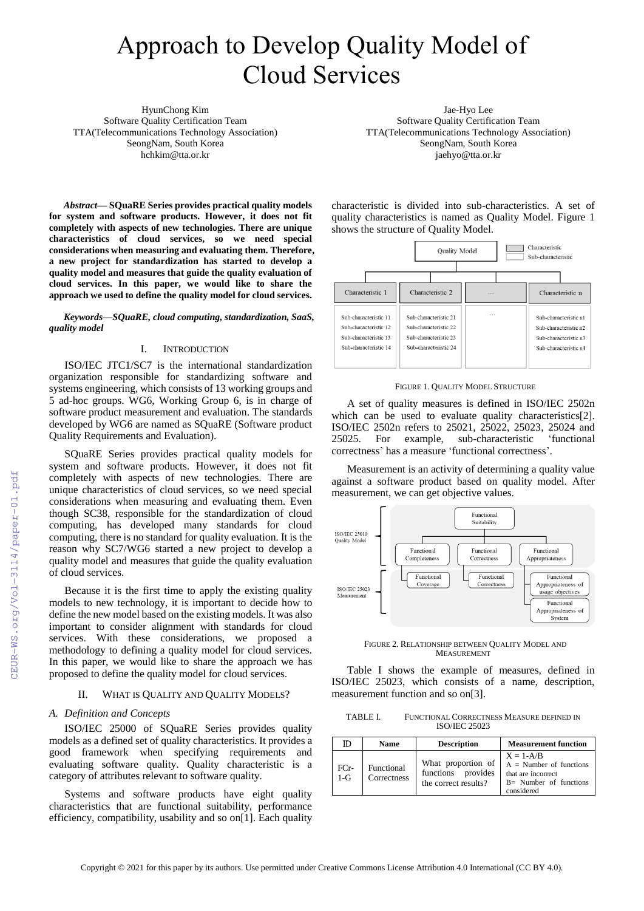# Approach to Develop Quality Model of Cloud Services

HyunChong Kim
Software Quality Certification Team
TTA(Telecommunications Technology Association)
SeongNam, South Korea
hchkim@tta.or.kr

Jae-Hyo Lee
Software Quality Certification Team
TTA(Telecommunications Technology Association)
SeongNam, South Korea
jaehyo@tta.or.kr

***Abstract*— SQuaRE Series provides practical quality models for system and software products. However, it does not fit completely with aspects of new technologies. There are unique characteristics of cloud services, so we need special considerations when measuring and evaluating them. Therefore, a new project for standardization has started to develop a quality model and measures that guide the quality evaluation of cloud services. In this paper, we would like to share the approach we used to define the quality model for cloud services.**

***Keywords—SQuaRE, cloud computing, standardization, SaaS, quality model***

## I. Introduction

ISO/IEC JTC1/SC7 is the international standardization organization responsible for standardizing software and systems engineering, which consists of 13 working groups and 5 ad-hoc groups. WG6, Working Group 6, is in charge of software product measurement and evaluation. The standards developed by WG6 are named as SQuaRE (Software product Quality Requirements and Evaluation).

SQuaRE Series provides practical quality models for system and software products. However, it does not fit completely with aspects of new technologies. There are unique characteristics of cloud services, so we need special considerations when measuring and evaluating them. Even though SC38, responsible for the standardization of cloud computing, has developed many standards for cloud computing, there is no standard for quality evaluation. It is the reason why SC7/WG6 started a new project to develop a quality model and measures that guide the quality evaluation of cloud services.

Because it is the first time to apply the existing quality models to new technology, it is important to decide how to define the new model based on the existing models. It was also important to consider alignment with standards for cloud services. With these considerations, we proposed a methodology to defining a quality model for cloud services. In this paper, we would like to share the approach we has proposed to define the quality model for cloud services.

## II. What is Quality and Quality Models?

### *A. Definition and Concepts*

ISO/IEC 25000 of SQuaRE Series provides quality models as a defined set of quality characteristics. It provides a good framework when specifying requirements and evaluating software quality. Quality characteristic is a category of attributes relevant to software quality.

Systems and software products have eight quality characteristics that are functional suitability, performance efficiency, compatibility, usability and so on[1]. Each quality characteristic is divided into sub-characteristics. A set of quality characteristics is named as Quality Model. Figure 1 shows the structure of Quality Model.

FIGURE 1. QUALITY MODEL STRUCTURE

A set of quality measures is defined in ISO/IEC 2502n which can be used to evaluate quality characteristics[2]. ISO/IEC 2502n refers to 25021, 25022, 25023, 25024 and 25025. For example, sub-characteristic 'functional correctness' has a measure 'functional correctness'.

Measurement is an activity of determining a quality value against a software product based on quality model. After measurement, we can get objective values.

FIGURE 2. RELATIONSHIP BETWEEN QUALITY MODEL AND MEASUREMENT

Table I shows the example of measures, defined in ISO/IEC 25023, which consists of a name, description, measurement function and so on[3].

TABLE I. FUNCTIONAL CORRECTNESS MEASURE DEFINED IN ISO/IEC 25023

| ID | Name | Description | Measurement function |
|---|---|---|---|
| FCr-1-G | Functional Correctness | What proportion of functions provides the correct results? | $X = 1-A/B$<br>A = Number of functions that are incorrect<br>B= Number of functions considered |

Copyright © 2021 for this paper by its authors. Use permitted under Creative Commons License Attribution 4.0 International (CC BY 4.0).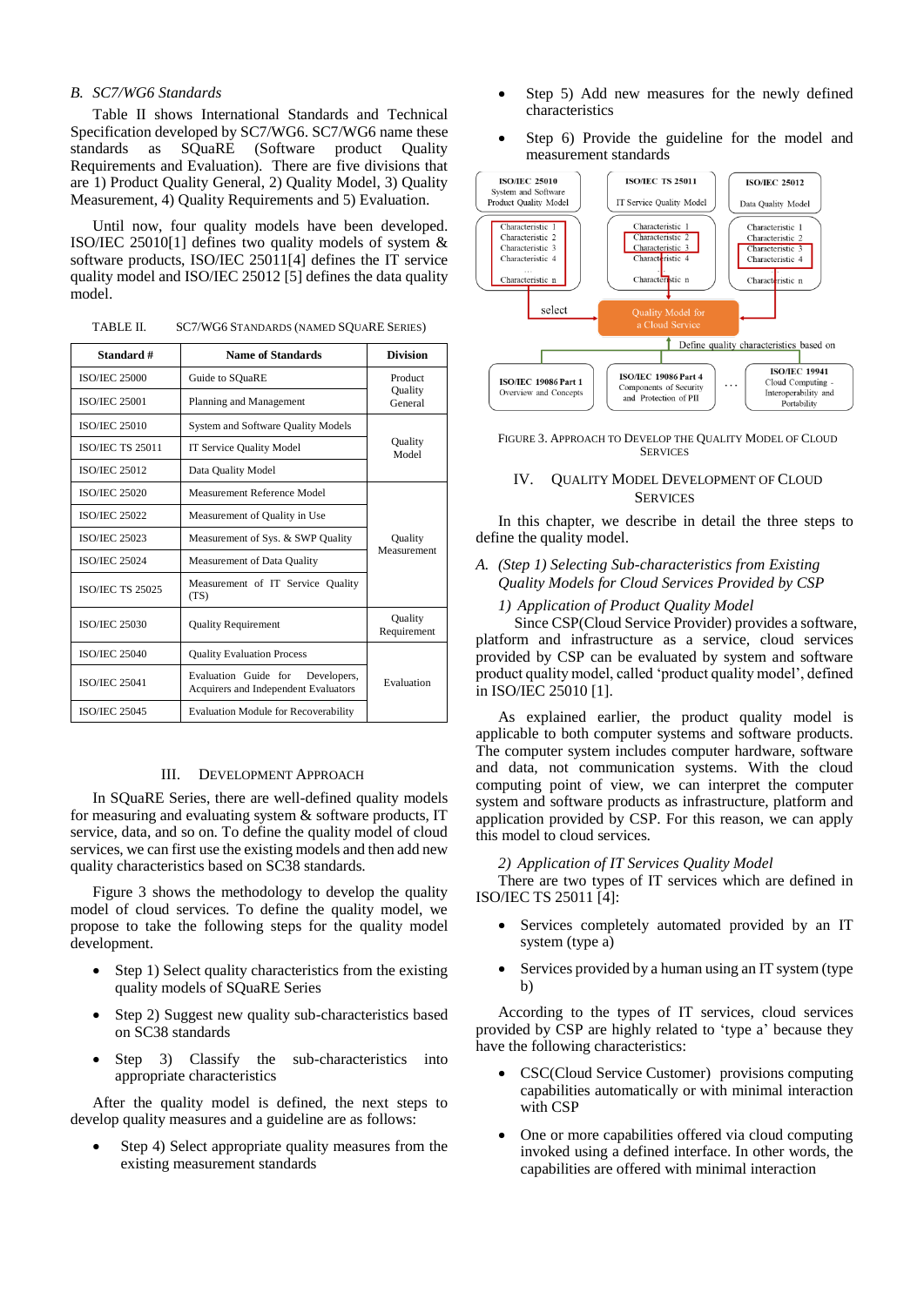### B. SC7/WG6 Standards

Table II shows International Standards and Technical Specification developed by SC7/WG6. SC7/WG6 name these standards as SQuaRE (Software product Quality Requirements and Evaluation). There are five divisions that are 1) Product Quality General, 2) Quality Model, 3) Quality Measurement, 4) Quality Requirements and 5) Evaluation.

Until now, four quality models have been developed. ISO/IEC 25010[1] defines two quality models of system & software products, ISO/IEC 25011[4] defines the IT service quality model and ISO/IEC 25012 [5] defines the data quality model.

TABLE II. SC7/WG6 STANDARDS (NAMED SQUARE SERIES)

| Standard # | Name of Standards | Division |
|---|---|---|
| ISO/IEC 25000 | Guide to SQuaRE | Product Quality General |
| ISO/IEC 25001 | Planning and Management | |
| ISO/IEC 25010 | System and Software Quality Models | Quality Model |
| ISO/IEC TS 25011 | IT Service Quality Model | |
| ISO/IEC 25012 | Data Quality Model | |
| ISO/IEC 25020 | Measurement Reference Model | Quality Measurement |
| ISO/IEC 25022 | Measurement of Quality in Use | |
| ISO/IEC 25023 | Measurement of Sys. & SWP Quality | |
| ISO/IEC 25024 | Measurement of Data Quality | |
| ISO/IEC TS 25025 | Measurement of IT Service Quality (TS) | |
| ISO/IEC 25030 | Quality Requirement | Quality Requirement |
| ISO/IEC 25040 | Quality Evaluation Process | Evaluation |
| ISO/IEC 25041 | Evaluation Guide for Developers, Acquirers and Independent Evaluators | |
| ISO/IEC 25045 | Evaluation Module for Recoverability | |

## III. DEVELOPMENT APPROACH

In SQuaRE Series, there are well-defined quality models for measuring and evaluating system & software products, IT service, data, and so on. To define the quality model of cloud services, we can first use the existing models and then add new quality characteristics based on SC38 standards.

Figure 3 shows the methodology to develop the quality model of cloud services. To define the quality model, we propose to take the following steps for the quality model development.

- Step 1) Select quality characteristics from the existing quality models of SQuaRE Series
- Step 2) Suggest new quality sub-characteristics based on SC38 standards
- Step 3) Classify the sub-characteristics into appropriate characteristics

After the quality model is defined, the next steps to develop quality measures and a guideline are as follows:

- Step 4) Select appropriate quality measures from the existing measurement standards
- Step 5) Add new measures for the newly defined characteristics
- Step 6) Provide the guideline for the model and measurement standards

FIGURE 3. APPROACH TO DEVELOP THE QUALITY MODEL OF CLOUD SERVICES

## IV. QUALITY MODEL DEVELOPMENT OF CLOUD SERVICES

In this chapter, we describe in detail the three steps to define the quality model.

### A. (Step 1) Selecting Sub-characteristics from Existing Quality Models for Cloud Services Provided by CSP

*1) Application of Product Quality Model*

Since CSP(Cloud Service Provider) provides a software, platform and infrastructure as a service, cloud services provided by CSP can be evaluated by system and software product quality model, called 'product quality model', defined in ISO/IEC 25010 [1].

As explained earlier, the product quality model is applicable to both computer systems and software products. The computer system includes computer hardware, software and data, not communication systems. With the cloud computing point of view, we can interpret the computer system and software products as infrastructure, platform and application provided by CSP. For this reason, we can apply this model to cloud services.

*2) Application of IT Services Quality Model*

There are two types of IT services which are defined in ISO/IEC TS 25011 [4]:

- Services completely automated provided by an IT system (type a)
- Services provided by a human using an IT system (type b)

According to the types of IT services, cloud services provided by CSP are highly related to 'type a' because they have the following characteristics:

- CSC(Cloud Service Customer) provisions computing capabilities automatically or with minimal interaction with CSP
- One or more capabilities offered via cloud computing invoked using a defined interface. In other words, the capabilities are offered with minimal interaction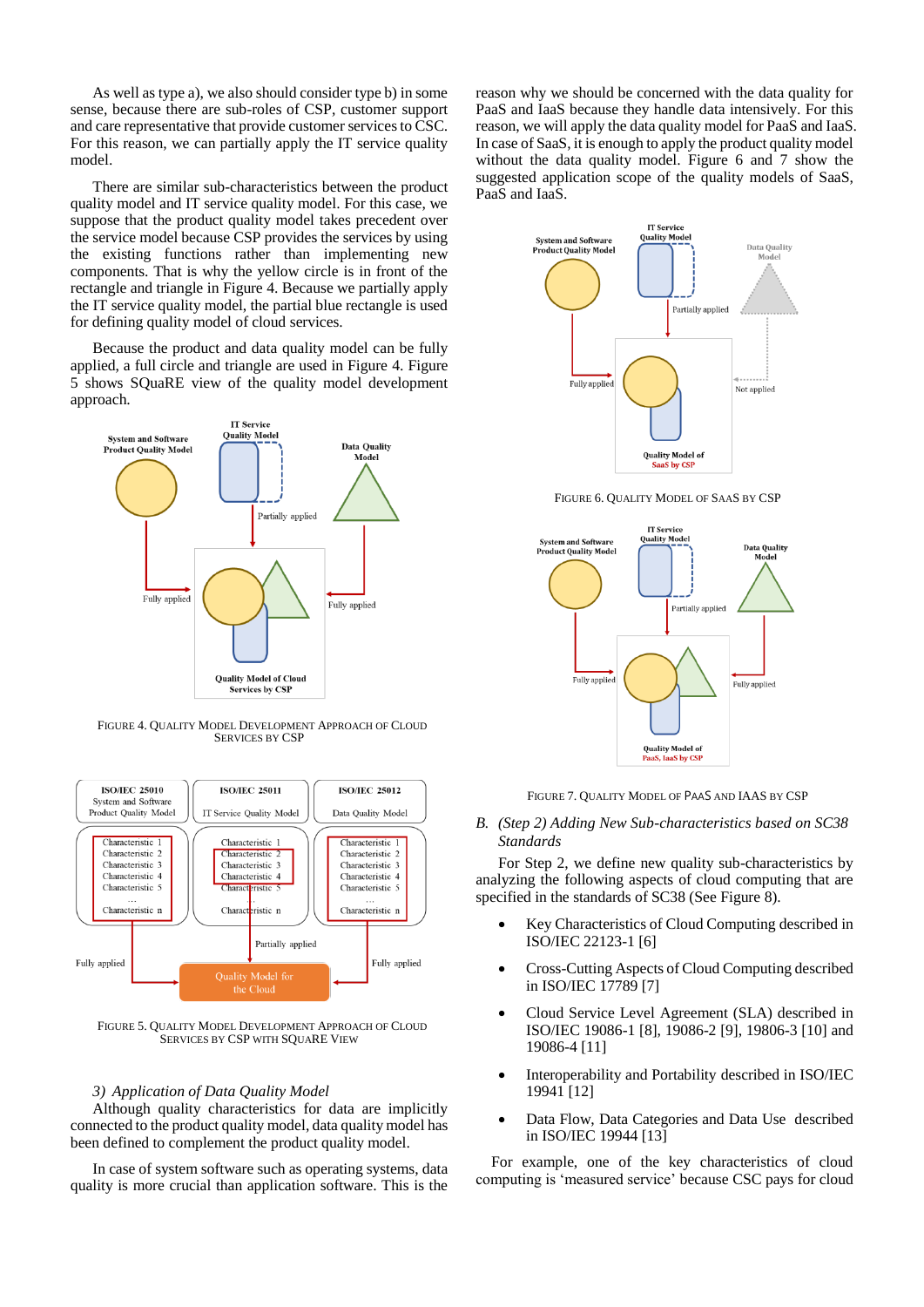As well as type a), we also should consider type b) in some sense, because there are sub-roles of CSP, customer support and care representative that provide customer services to CSC. For this reason, we can partially apply the IT service quality model.

There are similar sub-characteristics between the product quality model and IT service quality model. For this case, we suppose that the product quality model takes precedent over the service model because CSP provides the services by using the existing functions rather than implementing new components. That is why the yellow circle is in front of the rectangle and triangle in Figure 4. Because we partially apply the IT service quality model, the partial blue rectangle is used for defining quality model of cloud services.

Because the product and data quality model can be fully applied, a full circle and triangle are used in Figure 4. Figure 5 shows SQuaRE view of the quality model development approach.

FIGURE 4. QUALITY MODEL DEVELOPMENT APPROACH OF CLOUD SERVICES BY CSP

FIGURE 5. QUALITY MODEL DEVELOPMENT APPROACH OF CLOUD SERVICES BY CSP WITH SQUARE VIEW

*3) Application of Data Quality Model*

Although quality characteristics for data are implicitly connected to the product quality model, data quality model has been defined to complement the product quality model.

In case of system software such as operating systems, data quality is more crucial than application software. This is the reason why we should be concerned with the data quality for PaaS and IaaS because they handle data intensively. For this reason, we will apply the data quality model for PaaS and IaaS. In case of SaaS, it is enough to apply the product quality model without the data quality model. Figure 6 and 7 show the suggested application scope of the quality models of SaaS, PaaS and IaaS.

FIGURE 6. QUALITY MODEL OF SAAS BY CSP

FIGURE 7. QUALITY MODEL OF PAAS AND IAAS BY CSP

## B. *(Step 2) Adding New Sub-characteristics based on SC38 Standards*

For Step 2, we define new quality sub-characteristics by analyzing the following aspects of cloud computing that are specified in the standards of SC38 (See Figure 8).

- Key Characteristics of Cloud Computing described in ISO/IEC 22123-1 [6]
- Cross-Cutting Aspects of Cloud Computing described in ISO/IEC 17789 [7]
- Cloud Service Level Agreement (SLA) described in ISO/IEC 19086-1 [8], 19086-2 [9], 19806-3 [10] and 19086-4 [11]
- Interoperability and Portability described in ISO/IEC 19941 [12]
- Data Flow, Data Categories and Data Use described in ISO/IEC 19944 [13]

For example, one of the key characteristics of cloud computing is 'measured service' because CSC pays for cloud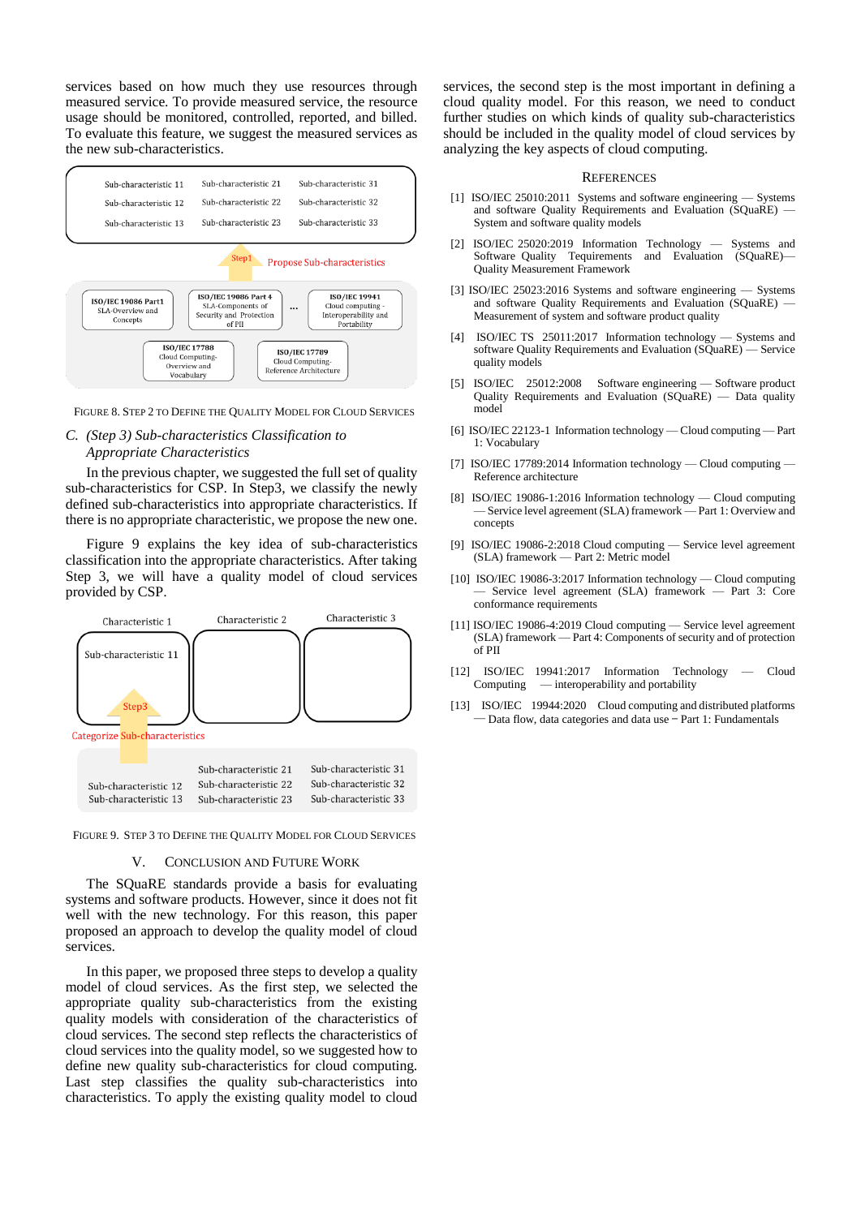services based on how much they use resources through measured service. To provide measured service, the resource usage should be monitored, controlled, reported, and billed. To evaluate this feature, we suggest the measured services as the new sub-characteristics.

Sub-characteristic 11
Sub-characteristic 12
Sub-characteristic 13
Sub-characteristic 21
Sub-characteristic 22
Sub-characteristic 23
Sub-characteristic 31
Sub-characteristic 32
Sub-characteristic 33

Step1 Propose Sub-characteristics

ISO/IEC 19086 Part1 SLA-Overview and Concepts
ISO/IEC 19086 Part 4 SLA-Components of Security and Protection of PII
...
ISO/IEC 19941 Cloud computing - Interoperability and Portability
ISO/IEC 17788 Cloud Computing-Overview and Vocabulary
ISO/IEC 17789 Cloud Computing-Reference Architecture

FIGURE 8. STEP 2 TO DEFINE THE QUALITY MODEL FOR CLOUD SERVICES

### C. *(Step 3) Sub-characteristics Classification to Appropriate Characteristics*

In the previous chapter, we suggested the full set of quality sub-characteristics for CSP. In Step3, we classify the newly defined sub-characteristics into appropriate characteristics. If there is no appropriate characteristic, we propose the new one.

Figure 9 explains the key idea of sub-characteristics classification into the appropriate characteristics. After taking Step 3, we will have a quality model of cloud services provided by CSP.

Characteristic 1
Characteristic 2
Characteristic 3
Sub-characteristic 11
Step3
Categorize Sub-characteristics
Sub-characteristic 12
Sub-characteristic 13
Sub-characteristic 21
Sub-characteristic 22
Sub-characteristic 23
Sub-characteristic 31
Sub-characteristic 32
Sub-characteristic 33

FIGURE 9. STEP 3 TO DEFINE THE QUALITY MODEL FOR CLOUD SERVICES

## V. CONCLUSION AND FUTURE WORK

The SQuaRE standards provide a basis for evaluating systems and software products. However, since it does not fit well with the new technology. For this reason, this paper proposed an approach to develop the quality model of cloud services.

In this paper, we proposed three steps to develop a quality model of cloud services. As the first step, we selected the appropriate quality sub-characteristics from the existing quality models with consideration of the characteristics of cloud services. The second step reflects the characteristics of cloud services into the quality model, so we suggested how to define new quality sub-characteristics for cloud computing. Last step classifies the quality sub-characteristics into characteristics. To apply the existing quality model to cloud services, the second step is the most important in defining a cloud quality model. For this reason, we need to conduct further studies on which kinds of quality sub-characteristics should be included in the quality model of cloud services by analyzing the key aspects of cloud computing.

## REFERENCES

[1] ISO/IEC 25010:2011 Systems and software engineering — Systems and software Quality Requirements and Evaluation (SQuaRE) — System and software quality models

[2] ISO/IEC 25020:2019 Information Technology — Systems and Software Quality Requirements and Evaluation (SQuaRE)— Quality Measurement Framework

[3] ISO/IEC 25023:2016 Systems and software engineering — Systems and software Quality Requirements and Evaluation (SQuaRE) — Measurement of system and software product quality

[4] ISO/IEC TS 25011:2017 Information technology — Systems and software Quality Requirements and Evaluation (SQuaRE) — Service quality models

[5] ISO/IEC 25012:2008 Software engineering — Software product Quality Requirements and Evaluation (SQuaRE) — Data quality model

[6] ISO/IEC 22123-1 Information technology — Cloud computing — Part 1: Vocabulary

[7] ISO/IEC 17789:2014 Information technology — Cloud computing — Reference architecture

[8] ISO/IEC 19086-1:2016 Information technology — Cloud computing — Service level agreement (SLA) framework — Part 1: Overview and concepts

[9] ISO/IEC 19086-2:2018 Cloud computing — Service level agreement (SLA) framework — Part 2: Metric model

[10] ISO/IEC 19086-3:2017 Information technology — Cloud computing — Service level agreement (SLA) framework — Part 3: Core conformance requirements

[11] ISO/IEC 19086-4:2019 Cloud computing — Service level agreement (SLA) framework — Part 4: Components of security and of protection of PII

[12] ISO/IEC 19941:2017 Information Technology — Cloud Computing — interoperability and portability

[13] ISO/IEC 19944:2020 Cloud computing and distributed platforms — Data flow, data categories and data use – Part 1: Fundamentals